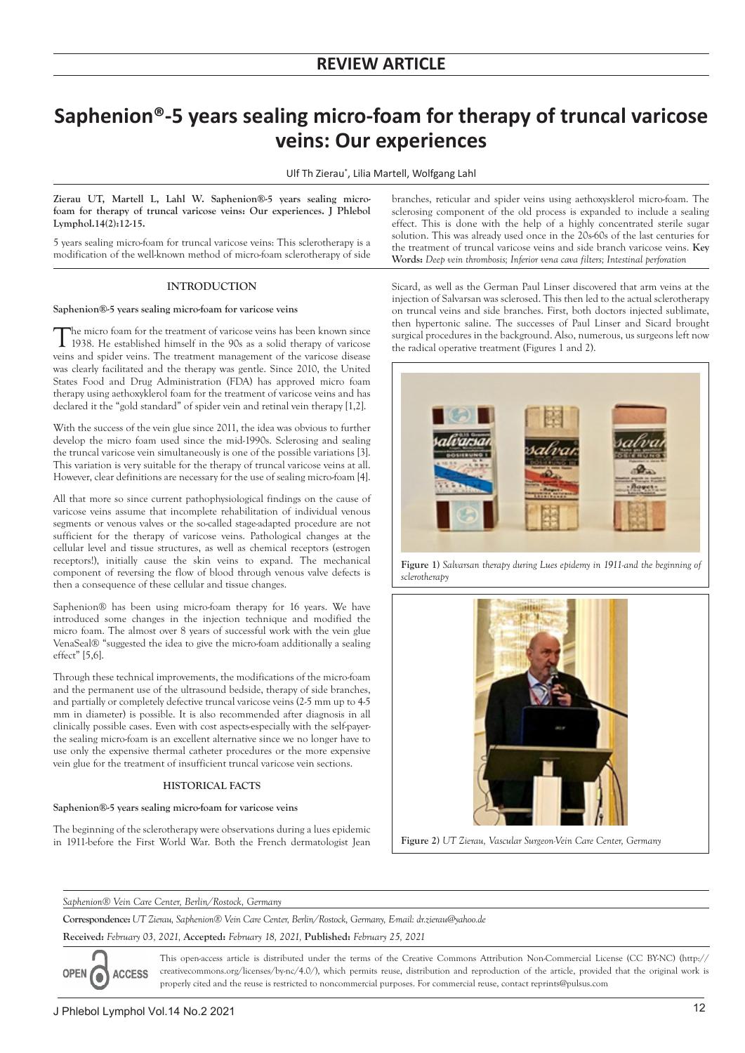REVIEW ARTICLE

# Saphenion®-5 years sealing micro-foam for therapy of truncal varicose veins: Our experiences

Ulf Th Zierau*, Lilia Martell, Wolfgang Lahl

**Zierau UT, Martell L, Lahl W. Saphenion®-5 years sealing micro-foam for therapy of truncal varicose veins: Our experiences. J Phlebol Lymphol.14(2):12-15.**

5 years sealing micro-foam for truncal varicose veins: This sclerotherapy is a modification of the well-known method of micro-foam sclerotherapy of side branches, reticular and spider veins using aethoxysklerol micro-foam. The sclerosing component of the old process is expanded to include a sealing effect. This is done with the help of a highly concentrated sterile sugar solution. This was already used once in the 20s-60s of the last centuries for the treatment of truncal varicose veins and side branch varicose veins. **Key Words:** *Deep vein thrombosis; Inferior vena cava filters; Intestinal perforation*

## INTRODUCTION

### Saphenion®-5 years sealing micro-foam for varicose veins

The micro foam for the treatment of varicose veins has been known since 1938. He established himself in the 90s as a solid therapy of varicose veins and spider veins. The treatment management of the varicose disease was clearly facilitated and the therapy was gentle. Since 2010, the United States Food and Drug Administration (FDA) has approved micro foam therapy using aethoxyklerol foam for the treatment of varicose veins and has declared it the "gold standard" of spider vein and retinal vein therapy [1,2].

With the success of the vein glue since 2011, the idea was obvious to further develop the micro foam used since the mid-1990s. Sclerosing and sealing the truncal varicose vein simultaneously is one of the possible variations [3]. This variation is very suitable for the therapy of truncal varicose veins at all. However, clear definitions are necessary for the use of sealing micro-foam [4].

All that more so since current pathophysiological findings on the cause of varicose veins assume that incomplete rehabilitation of individual venous segments or venous valves or the so-called stage-adapted procedure are not sufficient for the therapy of varicose veins. Pathological changes at the cellular level and tissue structures, as well as chemical receptors (estrogen receptors!), initially cause the skin veins to expand. The mechanical component of reversing the flow of blood through venous valve defects is then a consequence of these cellular and tissue changes.

Saphenion® has been using micro-foam therapy for 16 years. We have introduced some changes in the injection technique and modified the micro foam. The almost over 8 years of successful work with the vein glue VenaSeal® "suggested the idea to give the micro-foam additionally a sealing effect" [5,6].

Through these technical improvements, the modifications of the micro-foam and the permanent use of the ultrasound bedside, therapy of side branches, and partially or completely defective truncal varicose veins (2-5 mm up to 4-5 mm in diameter) is possible. It is also recommended after diagnosis in all clinically possible cases. Even with cost aspects-especially with the self-payer-the sealing micro-foam is an excellent alternative since we no longer have to use only the expensive thermal catheter procedures or the more expensive vein glue for the treatment of insufficient truncal varicose vein sections.

## HISTORICAL FACTS

### Saphenion®-5 years sealing micro-foam for varicose veins

The beginning of the sclerotherapy were observations during a lues epidemic in 1911-before the First World War. Both the French dermatologist Jean Sicard, as well as the German Paul Linser discovered that arm veins at the injection of Salvarsan was sclerosed. This then led to the actual sclerotherapy on truncal veins and side branches. First, both doctors injected sublimate, then hypertonic saline. The successes of Paul Linser and Sicard brought surgical procedures in the background. Also, numerous, us surgeons left now the radical operative treatment (Figures 1 and 2).

**Figure 1)** *Salvarsan therapy during Lues epidemy in 1911-and the beginning of sclerotherapy*

**Figure 2)** *UT Zierau, Vascular Surgeon-Vein Care Center, Germany*

*Saphenion® Vein Care Center, Berlin/Rostock, Germany*

**Correspondence:** *UT Zierau, Saphenion® Vein Care Center, Berlin/Rostock, Germany, Email: dr.zierau@yahoo.de*

**Received:** *February 03, 2021,* **Accepted:** *February 18, 2021,* **Published:** *February 25, 2021*

This open-access article is distributed under the terms of the Creative Commons Attribution Non-Commercial License (CC BY-NC) (http://creativecommons.org/licenses/by-nc/4.0/), which permits reuse, distribution and reproduction of the article, provided that the original work is properly cited and the reuse is restricted to noncommercial purposes. For commercial reuse, contact reprints@pulsus.com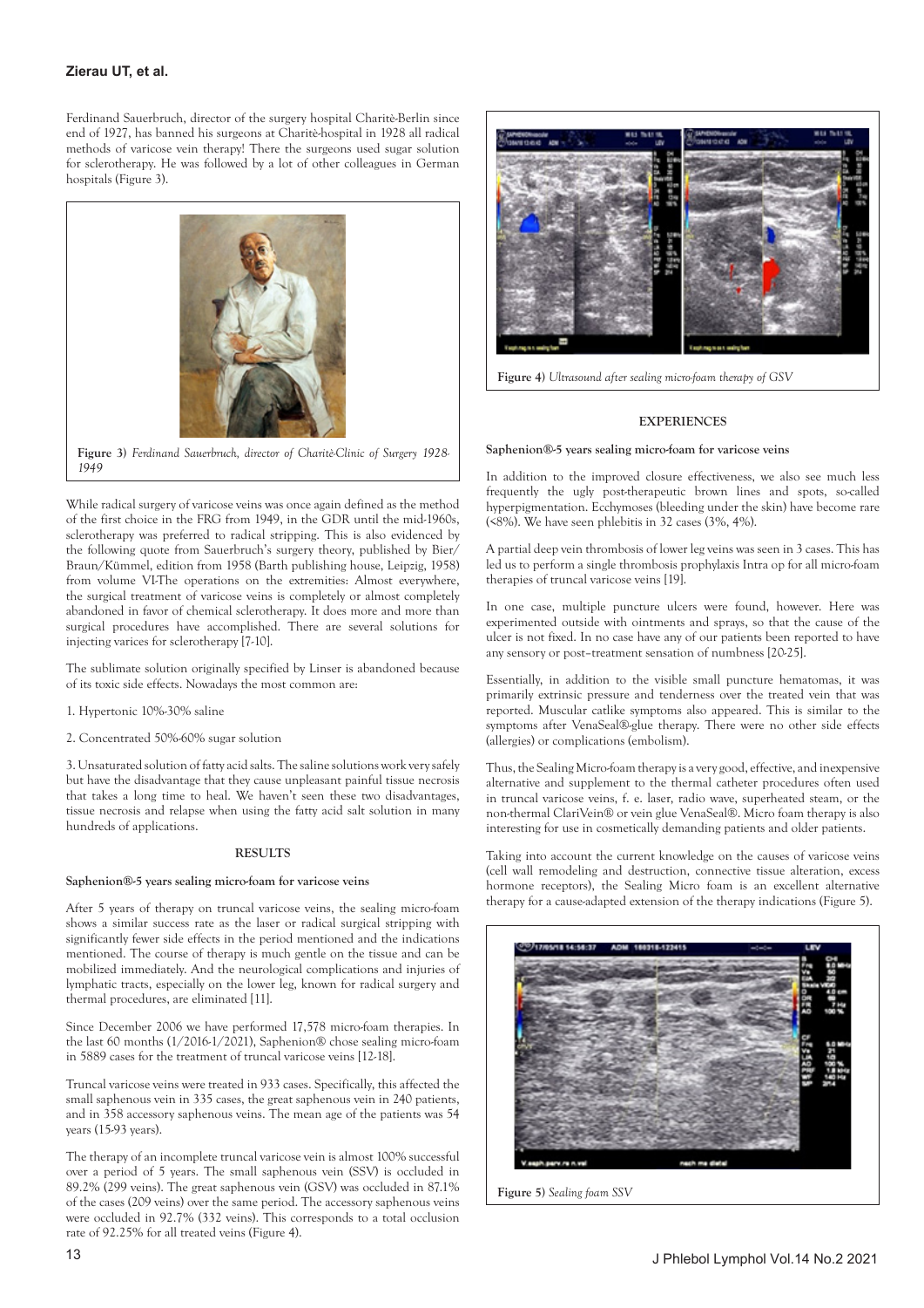Ferdinand Sauerbruch, director of the surgery hospital Charitè-Berlin since end of 1927, has banned his surgeons at Charitè-hospital in 1928 all radical methods of varicose vein therapy! There the surgeons used sugar solution for sclerotherapy. He was followed by a lot of other colleagues in German hospitals (Figure 3).

**Figure 3)** *Ferdinand Sauerbruch, director of Charitè-Clinic of Surgery 1928-1949*

While radical surgery of varicose veins was once again defined as the method of the first choice in the FRG from 1949, in the GDR until the mid-1960s, sclerotherapy was preferred to radical stripping. This is also evidenced by the following quote from Sauerbruch's surgery theory, published by Bier/Braun/Kümmel, edition from 1958 (Barth publishing house, Leipzig, 1958) from volume VI-The operations on the extremities: Almost everywhere, the surgical treatment of varicose veins is completely or almost completely abandoned in favor of chemical sclerotherapy. It does more and more than surgical procedures have accomplished. There are several solutions for injecting varices for sclerotherapy [7-10].

The sublimate solution originally specified by Linser is abandoned because of its toxic side effects. Nowadays the most common are:

1. Hypertonic 10%-30% saline

2. Concentrated 50%-60% sugar solution

3. Unsaturated solution of fatty acid salts. The saline solutions work very safely but have the disadvantage that they cause unpleasant painful tissue necrosis that takes a long time to heal. We haven't seen these two disadvantages, tissue necrosis and relapse when using the fatty acid salt solution in many hundreds of applications.

## RESULTS

### Saphenion®-5 years sealing micro-foam for varicose veins

After 5 years of therapy on truncal varicose veins, the sealing micro-foam shows a similar success rate as the laser or radical surgical stripping with significantly fewer side effects in the period mentioned and the indications mentioned. The course of therapy is much gentle on the tissue and can be mobilized immediately. And the neurological complications and injuries of lymphatic tracts, especially on the lower leg, known for radical surgery and thermal procedures, are eliminated [11].

Since December 2006 we have performed 17,578 micro-foam therapies. In the last 60 months (1/2016-1/2021), Saphenion® chose sealing micro-foam in 5889 cases for the treatment of truncal varicose veins [12-18].

Truncal varicose veins were treated in 933 cases. Specifically, this affected the small saphenous vein in 335 cases, the great saphenous vein in 240 patients, and in 358 accessory saphenous veins. The mean age of the patients was 54 years (15-93 years).

The therapy of an incomplete truncal varicose vein is almost 100% successful over a period of 5 years. The small saphenous vein (SSV) is occluded in 89.2% (299 veins). The great saphenous vein (GSV) was occluded in 87.1% of the cases (209 veins) over the same period. The accessory saphenous veins were occluded in 92.7% (332 veins). This corresponds to a total occlusion rate of 92.25% for all treated veins (Figure 4).

**Figure 4)** *Ultrasound after sealing micro-foam therapy of GSV*

## EXPERIENCES

### Saphenion®-5 years sealing micro-foam for varicose veins

In addition to the improved closure effectiveness, we also see much less frequently the ugly post-therapeutic brown lines and spots, so-called hyperpigmentation. Ecchymoses (bleeding under the skin) have become rare (<8%). We have seen phlebitis in 32 cases (3%, 4%).

A partial deep vein thrombosis of lower leg veins was seen in 3 cases. This has led us to perform a single thrombosis prophylaxis Intra op for all micro-foam therapies of truncal varicose veins [19].

In one case, multiple puncture ulcers were found, however. Here was experimented outside with ointments and sprays, so that the cause of the ulcer is not fixed. In no case have any of our patients been reported to have any sensory or post–treatment sensation of numbness [20-25].

Essentially, in addition to the visible small puncture hematomas, it was primarily extrinsic pressure and tenderness over the treated vein that was reported. Muscular catlike symptoms also appeared. This is similar to the symptoms after VenaSeal®-glue therapy. There were no other side effects (allergies) or complications (embolism).

Thus, the Sealing Micro-foam therapy is a very good, effective, and inexpensive alternative and supplement to the thermal catheter procedures often used in truncal varicose veins, f. e. laser, radio wave, superheated steam, or the non-thermal ClariVein® or vein glue VenaSeal®. Micro foam therapy is also interesting for use in cosmetically demanding patients and older patients.

Taking into account the current knowledge on the causes of varicose veins (cell wall remodeling and destruction, connective tissue alteration, excess hormone receptors), the Sealing Micro foam is an excellent alternative therapy for a cause-adapted extension of the therapy indications (Figure 5).

**Figure 5)** *Sealing foam SSV*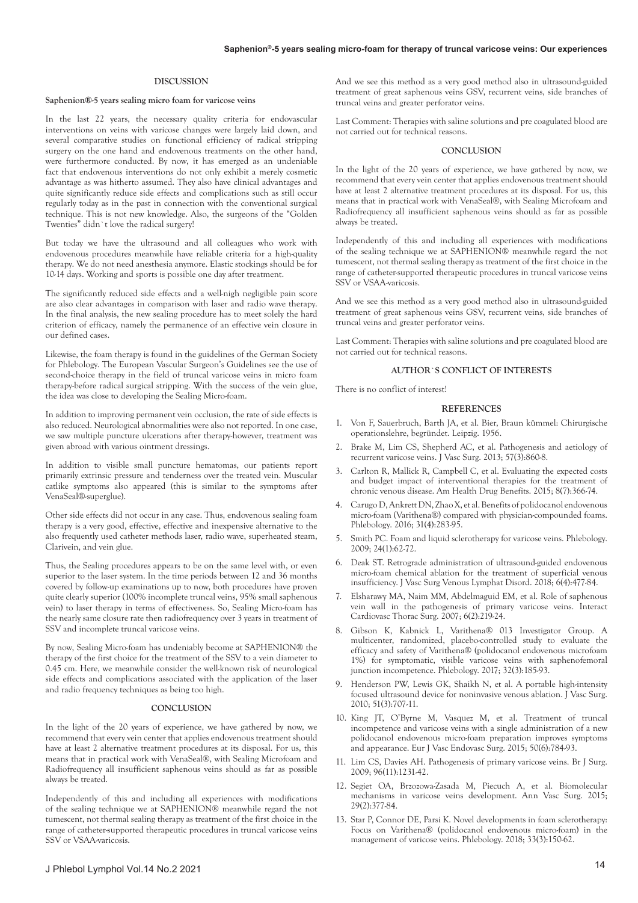## DISCUSSION

### Saphenion®-5 years sealing micro foam for varicose veins

In the last 22 years, the necessary quality criteria for endovascular interventions on veins with varicose changes were largely laid down, and several comparative studies on functional efficiency of radical stripping surgery on the one hand and endovenous treatments on the other hand, were furthermore conducted. By now, it has emerged as an undeniable fact that endovenous interventions do not only exhibit a merely cosmetic advantage as was hitherto assumed. They also have clinical advantages and quite significantly reduce side effects and complications such as still occur regularly today as in the past in connection with the conventional surgical technique. This is not new knowledge. Also, the surgeons of the "Golden Twenties" didn`t love the radical surgery!

But today we have the ultrasound and all colleagues who work with endovenous procedures meanwhile have reliable criteria for a high-quality therapy. We do not need anesthesia anymore. Elastic stockings should be for 10-14 days. Working and sports is possible one day after treatment.

The significantly reduced side effects and a well-nigh negligible pain score are also clear advantages in comparison with laser and radio wave therapy. In the final analysis, the new sealing procedure has to meet solely the hard criterion of efficacy, namely the permanence of an effective vein closure in our defined cases.

Likewise, the foam therapy is found in the guidelines of the German Society for Phlebology. The European Vascular Surgeon's Guidelines see the use of second-choice therapy in the field of truncal varicose veins in micro foam therapy-before radical surgical stripping. With the success of the vein glue, the idea was close to developing the Sealing Micro-foam.

In addition to improving permanent vein occlusion, the rate of side effects is also reduced. Neurological abnormalities were also not reported. In one case, we saw multiple puncture ulcerations after therapy-however, treatment was given abroad with various ointment dressings.

In addition to visible small puncture hematomas, our patients report primarily extrinsic pressure and tenderness over the treated vein. Muscular catlike symptoms also appeared (this is similar to the symptoms after VenaSeal®-superglue).

Other side effects did not occur in any case. Thus, endovenous sealing foam therapy is a very good, effective, effective and inexpensive alternative to the also frequently used catheter methods laser, radio wave, superheated steam, Clarivein, and vein glue.

Thus, the Sealing procedures appears to be on the same level with, or even superior to the laser system. In the time periods between 12 and 36 months covered by follow-up examinations up to now, both procedures have proven quite clearly superior (100% incomplete truncal veins, 95% small saphenous vein) to laser therapy in terms of effectiveness. So, Sealing Micro-foam has the nearly same closure rate then radiofrequency over 3 years in treatment of SSV and incomplete truncal varicose veins.

By now, Sealing Micro-foam has undeniably become at SAPHENION® the therapy of the first choice for the treatment of the SSV to a vein diameter to 0.45 cm. Here, we meanwhile consider the well-known risk of neurological side effects and complications associated with the application of the laser and radio frequency techniques as being too high.

## CONCLUSION

In the light of the 20 years of experience, we have gathered by now, we recommend that every vein center that applies endovenous treatment should have at least 2 alternative treatment procedures at its disposal. For us, this means that in practical work with VenaSeal®, with Sealing Microfoam and Radiofrequency all insufficient saphenous veins should as far as possible always be treated.

Independently of this and including all experiences with modifications of the sealing technique we at SAPHENION® meanwhile regard the not tumescent, not thermal sealing therapy as treatment of the first choice in the range of catheter-supported therapeutic procedures in truncal varicose veins SSV or VSAA-varicosis.

And we see this method as a very good method also in ultrasound-guided treatment of great saphenous veins GSV, recurrent veins, side branches of truncal veins and greater perforator veins.

Last Comment: Therapies with saline solutions and pre coagulated blood are not carried out for technical reasons.

## CONCLUSION

In the light of the 20 years of experience, we have gathered by now, we recommend that every vein center that applies endovenous treatment should have at least 2 alternative treatment procedures at its disposal. For us, this means that in practical work with VenaSeal®, with Sealing Microfoam and Radiofrequency all insufficient saphenous veins should as far as possible always be treated.

Independently of this and including all experiences with modifications of the sealing technique we at SAPHENION® meanwhile regard the not tumescent, not thermal sealing therapy as treatment of the first choice in the range of catheter-supported therapeutic procedures in truncal varicose veins SSV or VSAA-varicosis.

And we see this method as a very good method also in ultrasound-guided treatment of great saphenous veins GSV, recurrent veins, side branches of truncal veins and greater perforator veins.

Last Comment: Therapies with saline solutions and pre coagulated blood are not carried out for technical reasons.

## AUTHOR`S CONFLICT OF INTERESTS

There is no conflict of interest!

## REFERENCES

1. Von F, Sauerbruch, Barth JA, et al. Bier, Braun kümmel: Chirurgische operationslehre, begründet. Leipzig. 1956.
2. Brake M, Lim CS, Shepherd AC, et al. Pathogenesis and aetiology of recurrent varicose veins. J Vasc Surg. 2013; 57(3):860-8.
3. Carlton R, Mallick R, Campbell C, et al. Evaluating the expected costs and budget impact of interventional therapies for the treatment of chronic venous disease. Am Health Drug Benefits. 2015; 8(7):366-74.
4. Carugo D, Ankrett DN, Zhao X, et al. Benefits of polidocanol endovenous micro-foam (Varithena®) compared with physician-compounded foams. Phlebology. 2016; 31(4):283-95.
5. Smith PC. Foam and liquid sclerotherapy for varicose veins. Phlebology. 2009; 24(1):62-72.
6. Deak ST. Retrograde administration of ultrasound-guided endovenous micro-foam chemical ablation for the treatment of superficial venous insufficiency. J Vasc Surg Venous Lymphat Disord. 2018; 6(4):477-84.
7. Elsharawy MA, Naim MM, Abdelmaguid EM, et al. Role of saphenous vein wall in the pathogenesis of primary varicose veins. Interact Cardiovasc Thorac Surg. 2007; 6(2):219-24.
8. Gibson K, Kabnick L, Varithena® 013 Investigator Group. A multicenter, randomized, placebo-controlled study to evaluate the efficacy and safety of Varithena® (polidocanol endovenous microfoam 1%) for symptomatic, visible varicose veins with saphenofemoral junction incompetence. Phlebology. 2017; 32(3):185-93.
9. Henderson PW, Lewis GK, Shaikh N, et al. A portable high-intensity focused ultrasound device for noninvasive venous ablation. J Vasc Surg. 2010; 51(3):707-11.
10. King JT, O'Byrne M, Vasquez M, et al. Treatment of truncal incompetence and varicose veins with a single administration of a new polidocanol endovenous micro-foam preparation improves symptoms and appearance. Eur J Vasc Endovasc Surg. 2015; 50(6):784-93.
11. Lim CS, Davies AH. Pathogenesis of primary varicose veins. Br J Surg. 2009; 96(11):1231-42.
12. Segiet OA, Brzozowa-Zasada M, Piecuch A, et al. Biomolecular mechanisms in varicose veins development. Ann Vasc Surg. 2015; 29(2):377-84.
13. Star P, Connor DE, Parsi K. Novel developments in foam sclerotherapy: Focus on Varithena® (polidocanol endovenous micro-foam) in the management of varicose veins. Phlebology. 2018; 33(3):150-62.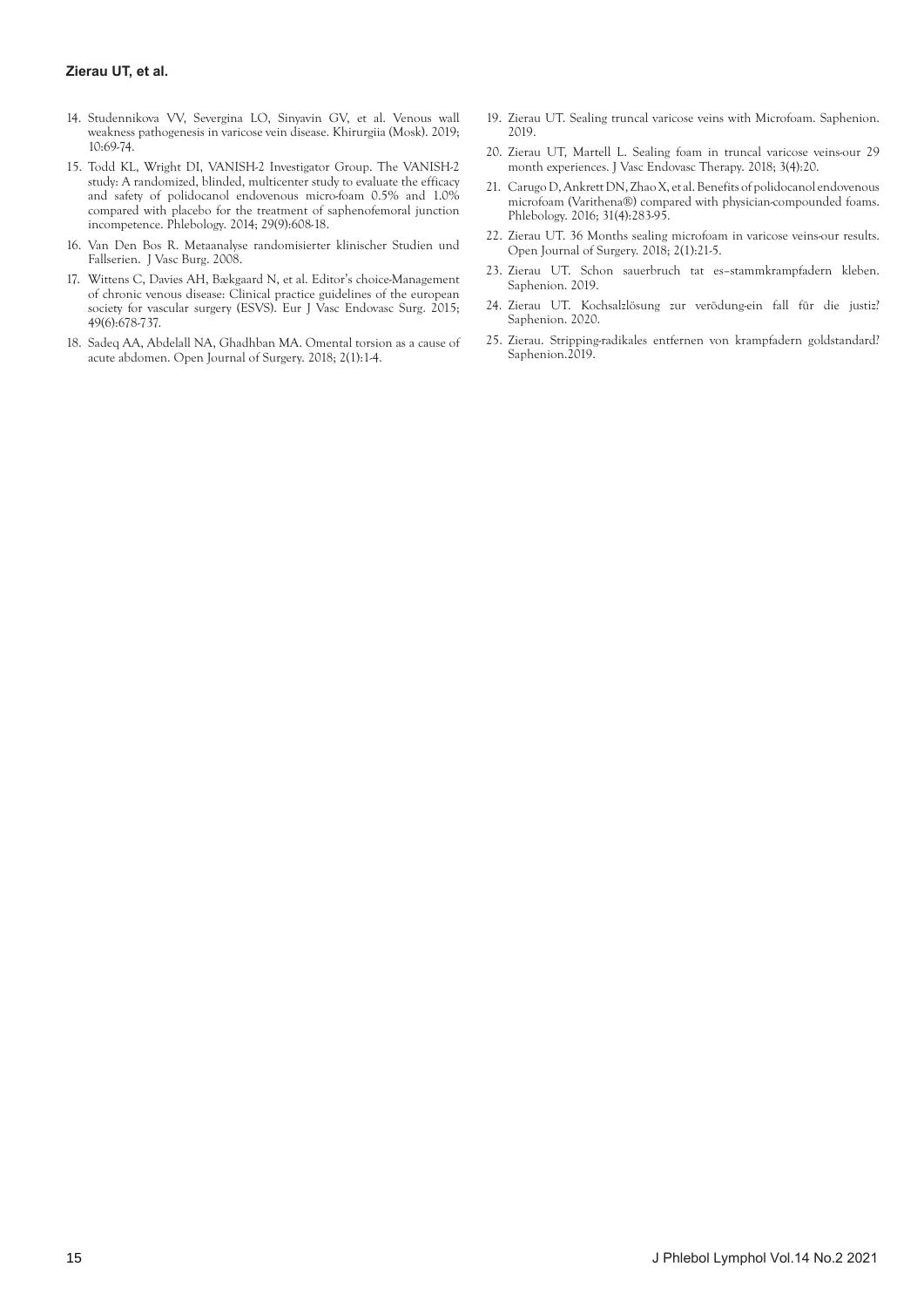14. Studennikova VV, Severgina LO, Sinyavin GV, et al. Venous wall weakness pathogenesis in varicose vein disease. Khirurgiia (Mosk). 2019; 10:69-74.
15. Todd KL, Wright DI, VANISH-2 Investigator Group. The VANISH-2 study: A randomized, blinded, multicenter study to evaluate the efficacy and safety of polidocanol endovenous micro-foam 0.5% and 1.0% compared with placebo for the treatment of saphenofemoral junction incompetence. Phlebology. 2014; 29(9):608-18.
16. Van Den Bos R. Metaanalyse randomisierter klinischer Studien und Fallserien. J Vasc Burg. 2008.
17. Wittens C, Davies AH, Bækgaard N, et al. Editor's choice-Management of chronic venous disease: Clinical practice guidelines of the european society for vascular surgery (ESVS). Eur J Vasc Endovasc Surg. 2015; 49(6):678-737.
18. Sadeq AA, Abdelall NA, Ghadhban MA. Omental torsion as a cause of acute abdomen. Open Journal of Surgery. 2018; 2(1):1-4.
19. Zierau UT. Sealing truncal varicose veins with Microfoam. Saphenion. 2019.
20. Zierau UT, Martell L. Sealing foam in truncal varicose veins-our 29 month experiences. J Vasc Endovasc Therapy. 2018; 3(4):20.
21. Carugo D, Ankrett DN, Zhao X, et al. Benefits of polidocanol endovenous microfoam (Varithena®) compared with physician-compounded foams. Phlebology. 2016; 31(4):283-95.
22. Zierau UT. 36 Months sealing microfoam in varicose veins-our results. Open Journal of Surgery. 2018; 2(1):21-5.
23. Zierau UT. Schon sauerbruch tat es–stammkrampfadern kleben. Saphenion. 2019.
24. Zierau UT. Kochsalzlösung zur verödung-ein fall für die justiz? Saphenion. 2020.
25. Zierau. Stripping-radikales entfernen von krampfadern goldstandard? Saphenion.2019.